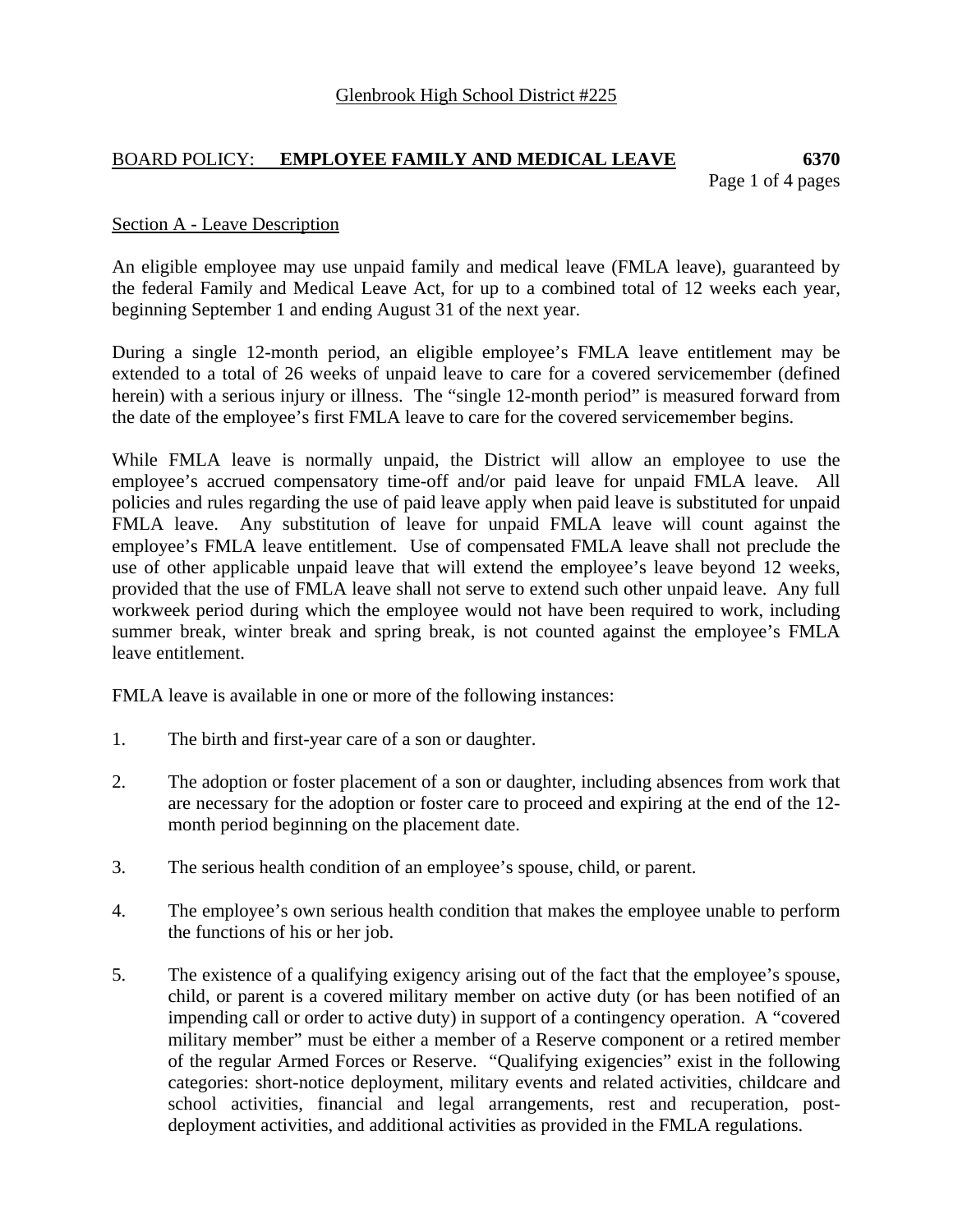Glenbrook High School District #225

## BOARD POLICY: **EMPLOYEE FAMILY AND MEDICAL LEAVE** **6370**

### Section A - Leave Description

An eligible employee may use unpaid family and medical leave (FMLA leave), guaranteed by the federal Family and Medical Leave Act, for up to a combined total of 12 weeks each year, beginning September 1 and ending August 31 of the next year.

During a single 12-month period, an eligible employee's FMLA leave entitlement may be extended to a total of 26 weeks of unpaid leave to care for a covered servicemember (defined herein) with a serious injury or illness. The "single 12-month period" is measured forward from the date of the employee's first FMLA leave to care for the covered servicemember begins.

While FMLA leave is normally unpaid, the District will allow an employee to use the employee's accrued compensatory time-off and/or paid leave for unpaid FMLA leave. All policies and rules regarding the use of paid leave apply when paid leave is substituted for unpaid FMLA leave. Any substitution of leave for unpaid FMLA leave will count against the employee's FMLA leave entitlement. Use of compensated FMLA leave shall not preclude the use of other applicable unpaid leave that will extend the employee's leave beyond 12 weeks, provided that the use of FMLA leave shall not serve to extend such other unpaid leave. Any full workweek period during which the employee would not have been required to work, including summer break, winter break and spring break, is not counted against the employee's FMLA leave entitlement.

FMLA leave is available in one or more of the following instances:

1. The birth and first-year care of a son or daughter.

2. The adoption or foster placement of a son or daughter, including absences from work that are necessary for the adoption or foster care to proceed and expiring at the end of the 12-month period beginning on the placement date.

3. The serious health condition of an employee's spouse, child, or parent.

4. The employee's own serious health condition that makes the employee unable to perform the functions of his or her job.

5. The existence of a qualifying exigency arising out of the fact that the employee's spouse, child, or parent is a covered military member on active duty (or has been notified of an impending call or order to active duty) in support of a contingency operation. A "covered military member" must be either a member of a Reserve component or a retired member of the regular Armed Forces or Reserve. "Qualifying exigencies" exist in the following categories: short-notice deployment, military events and related activities, childcare and school activities, financial and legal arrangements, rest and recuperation, post-deployment activities, and additional activities as provided in the FMLA regulations.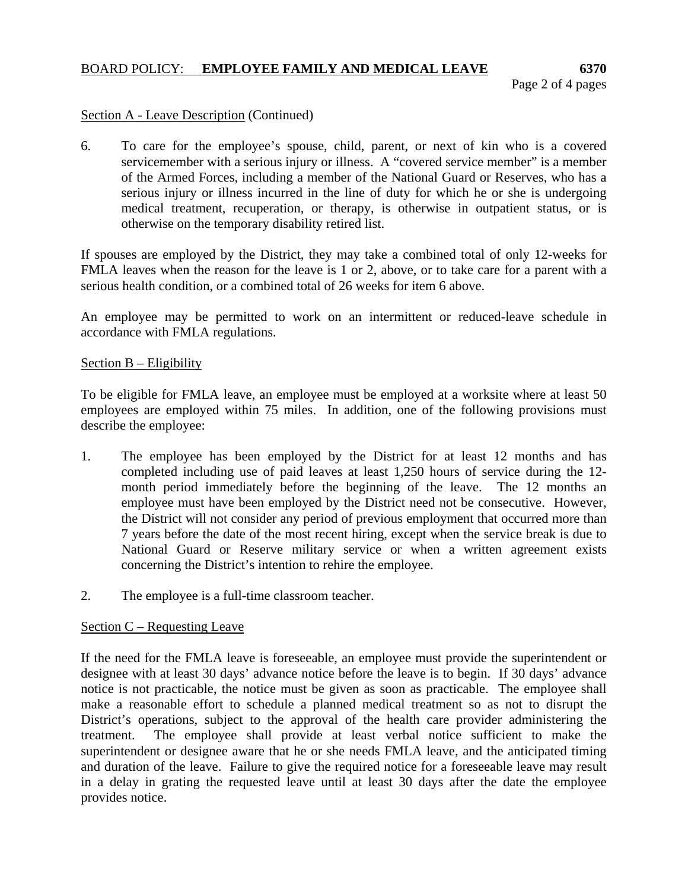Section A - Leave Description (Continued)

6. To care for the employee's spouse, child, parent, or next of kin who is a covered servicemember with a serious injury or illness. A "covered service member" is a member of the Armed Forces, including a member of the National Guard or Reserves, who has a serious injury or illness incurred in the line of duty for which he or she is undergoing medical treatment, recuperation, or therapy, is otherwise in outpatient status, or is otherwise on the temporary disability retired list.

If spouses are employed by the District, they may take a combined total of only 12-weeks for FMLA leaves when the reason for the leave is 1 or 2, above, or to take care for a parent with a serious health condition, or a combined total of 26 weeks for item 6 above.

An employee may be permitted to work on an intermittent or reduced-leave schedule in accordance with FMLA regulations.

Section B – Eligibility

To be eligible for FMLA leave, an employee must be employed at a worksite where at least 50 employees are employed within 75 miles. In addition, one of the following provisions must describe the employee:

1. The employee has been employed by the District for at least 12 months and has completed including use of paid leaves at least 1,250 hours of service during the 12-month period immediately before the beginning of the leave. The 12 months an employee must have been employed by the District need not be consecutive. However, the District will not consider any period of previous employment that occurred more than 7 years before the date of the most recent hiring, except when the service break is due to National Guard or Reserve military service or when a written agreement exists concerning the District's intention to rehire the employee.

2. The employee is a full-time classroom teacher.

Section C – Requesting Leave

If the need for the FMLA leave is foreseeable, an employee must provide the superintendent or designee with at least 30 days' advance notice before the leave is to begin. If 30 days' advance notice is not practicable, the notice must be given as soon as practicable. The employee shall make a reasonable effort to schedule a planned medical treatment so as not to disrupt the District's operations, subject to the approval of the health care provider administering the treatment. The employee shall provide at least verbal notice sufficient to make the superintendent or designee aware that he or she needs FMLA leave, and the anticipated timing and duration of the leave. Failure to give the required notice for a foreseeable leave may result in a delay in grating the requested leave until at least 30 days after the date the employee provides notice.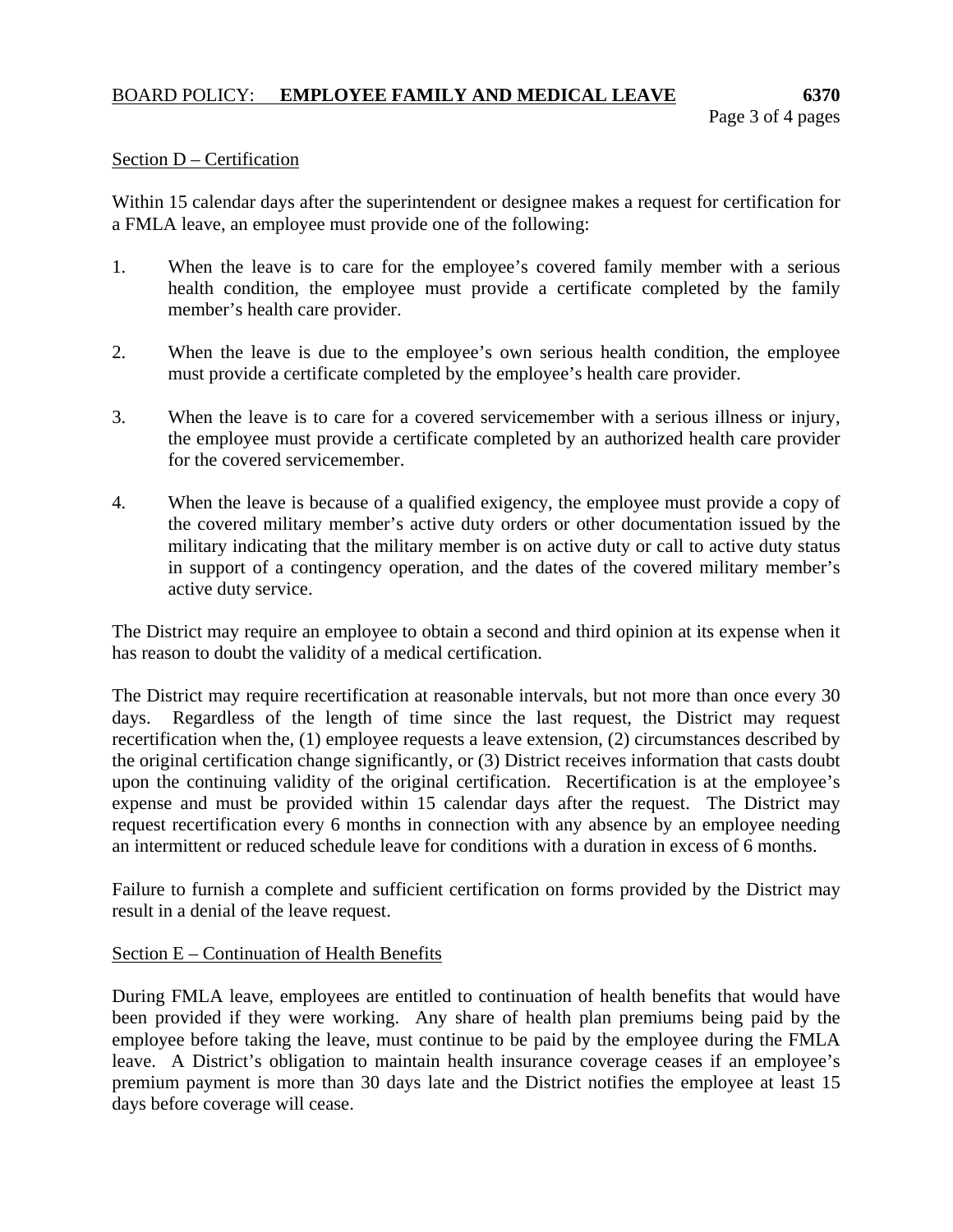## Section D – Certification

Within 15 calendar days after the superintendent or designee makes a request for certification for a FMLA leave, an employee must provide one of the following:

1. When the leave is to care for the employee's covered family member with a serious health condition, the employee must provide a certificate completed by the family member's health care provider.

2. When the leave is due to the employee's own serious health condition, the employee must provide a certificate completed by the employee's health care provider.

3. When the leave is to care for a covered servicemember with a serious illness or injury, the employee must provide a certificate completed by an authorized health care provider for the covered servicemember.

4. When the leave is because of a qualified exigency, the employee must provide a copy of the covered military member's active duty orders or other documentation issued by the military indicating that the military member is on active duty or call to active duty status in support of a contingency operation, and the dates of the covered military member's active duty service.

The District may require an employee to obtain a second and third opinion at its expense when it has reason to doubt the validity of a medical certification.

The District may require recertification at reasonable intervals, but not more than once every 30 days. Regardless of the length of time since the last request, the District may request recertification when the, (1) employee requests a leave extension, (2) circumstances described by the original certification change significantly, or (3) District receives information that casts doubt upon the continuing validity of the original certification. Recertification is at the employee's expense and must be provided within 15 calendar days after the request. The District may request recertification every 6 months in connection with any absence by an employee needing an intermittent or reduced schedule leave for conditions with a duration in excess of 6 months.

Failure to furnish a complete and sufficient certification on forms provided by the District may result in a denial of the leave request.

## Section E – Continuation of Health Benefits

During FMLA leave, employees are entitled to continuation of health benefits that would have been provided if they were working. Any share of health plan premiums being paid by the employee before taking the leave, must continue to be paid by the employee during the FMLA leave. A District's obligation to maintain health insurance coverage ceases if an employee's premium payment is more than 30 days late and the District notifies the employee at least 15 days before coverage will cease.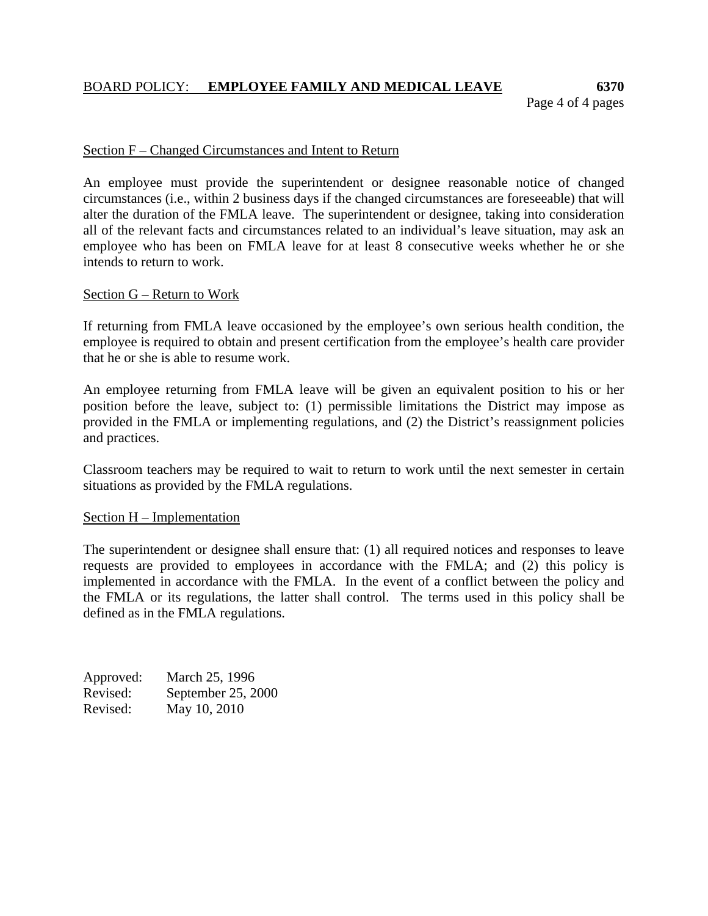## Section F – Changed Circumstances and Intent to Return

An employee must provide the superintendent or designee reasonable notice of changed circumstances (i.e., within 2 business days if the changed circumstances are foreseeable) that will alter the duration of the FMLA leave. The superintendent or designee, taking into consideration all of the relevant facts and circumstances related to an individual's leave situation, may ask an employee who has been on FMLA leave for at least 8 consecutive weeks whether he or she intends to return to work.

## Section G – Return to Work

If returning from FMLA leave occasioned by the employee's own serious health condition, the employee is required to obtain and present certification from the employee's health care provider that he or she is able to resume work.

An employee returning from FMLA leave will be given an equivalent position to his or her position before the leave, subject to: (1) permissible limitations the District may impose as provided in the FMLA or implementing regulations, and (2) the District's reassignment policies and practices.

Classroom teachers may be required to wait to return to work until the next semester in certain situations as provided by the FMLA regulations.

## Section H – Implementation

The superintendent or designee shall ensure that: (1) all required notices and responses to leave requests are provided to employees in accordance with the FMLA; and (2) this policy is implemented in accordance with the FMLA. In the event of a conflict between the policy and the FMLA or its regulations, the latter shall control. The terms used in this policy shall be defined as in the FMLA regulations.

Approved: March 25, 1996
Revised: September 25, 2000
Revised: May 10, 2010